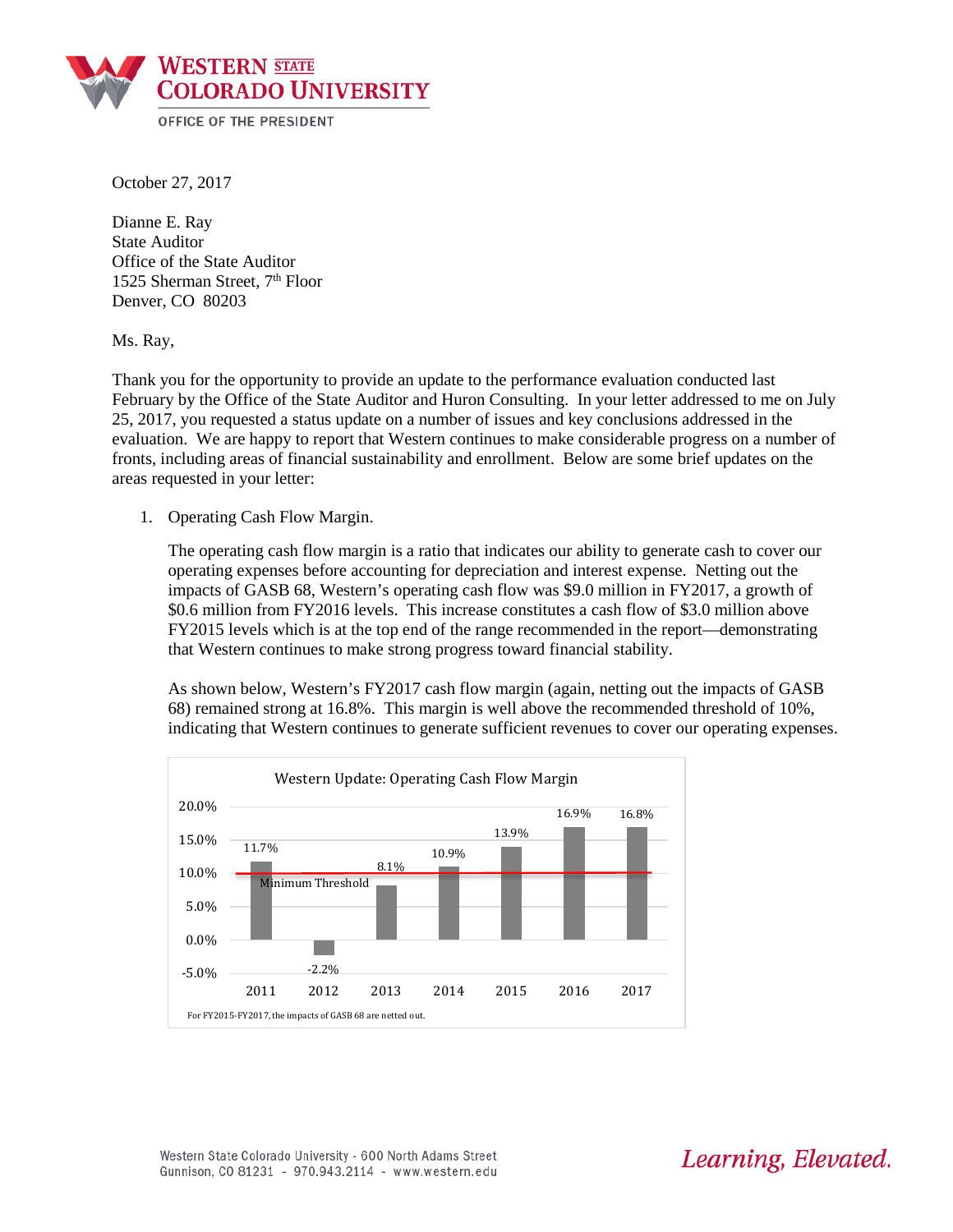**Western State Colorado University**
OFFICE OF THE PRESIDENT

October 27, 2017

Dianne E. Ray
State Auditor
Office of the State Auditor
1525 Sherman Street, 7th Floor
Denver, CO 80203

Ms. Ray,

Thank you for the opportunity to provide an update to the performance evaluation conducted last February by the Office of the State Auditor and Huron Consulting. In your letter addressed to me on July 25, 2017, you requested a status update on a number of issues and key conclusions addressed in the evaluation. We are happy to report that Western continues to make considerable progress on a number of fronts, including areas of financial sustainability and enrollment. Below are some brief updates on the areas requested in your letter:

1. Operating Cash Flow Margin.

   The operating cash flow margin is a ratio that indicates our ability to generate cash to cover our operating expenses before accounting for depreciation and interest expense. Netting out the impacts of GASB 68, Western's operating cash flow was $9.0 million in FY2017, a growth of $0.6 million from FY2016 levels. This increase constitutes a cash flow of $3.0 million above FY2015 levels which is at the top end of the range recommended in the report—demonstrating that Western continues to make strong progress toward financial stability.

   As shown below, Western's FY2017 cash flow margin (again, netting out the impacts of GASB 68) remained strong at 16.8%. This margin is well above the recommended threshold of 10%, indicating that Western continues to generate sufficient revenues to cover our operating expenses.

**Western Update: Operating Cash Flow Margin**

| Year | Operating Cash Flow Margin |
|---|---|
| 2011 | 11.7% |
| 2012 | -2.2% |
| 2013 | 8.1% |
| 2014 | 10.9% |
| 2015 | 13.9% |
| 2016 | 16.9% |
| 2017 | 16.8% |

Minimum Threshold: 10.0%

For FY2015-FY2017, the impacts of GASB 68 are netted out.

Western State Colorado University - 600 North Adams Street
Gunnison, CO 81231 - 970.943.2114 - www.western.edu

*Learning, Elevated.*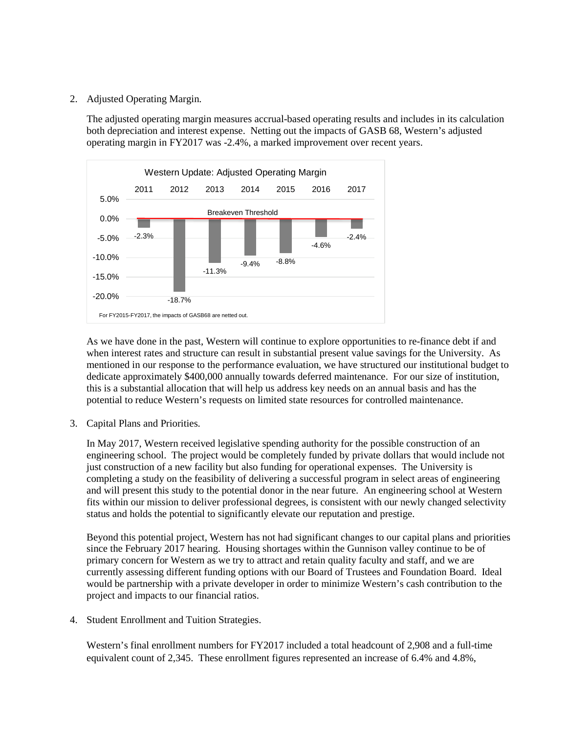2. Adjusted Operating Margin.

The adjusted operating margin measures accrual-based operating results and includes in its calculation both depreciation and interest expense. Netting out the impacts of GASB 68, Western's adjusted operating margin in FY2017 was -2.4%, a marked improvement over recent years.

**Western Update: Adjusted Operating Margin**

| 2011 | 2012 | 2013 | 2014 | 2015 | 2016 | 2017 |
|---|---|---|---|---|---|---|
| -2.3% | -18.7% | -11.3% | -9.4% | -8.8% | -4.6% | -2.4% |

Breakeven Threshold: 0.0%

For FY2015-FY2017, the impacts of GASB68 are netted out.

As we have done in the past, Western will continue to explore opportunities to re-finance debt if and when interest rates and structure can result in substantial present value savings for the University. As mentioned in our response to the performance evaluation, we have structured our institutional budget to dedicate approximately $400,000 annually towards deferred maintenance. For our size of institution, this is a substantial allocation that will help us address key needs on an annual basis and has the potential to reduce Western's requests on limited state resources for controlled maintenance.

3. Capital Plans and Priorities.

In May 2017, Western received legislative spending authority for the possible construction of an engineering school. The project would be completely funded by private dollars that would include not just construction of a new facility but also funding for operational expenses. The University is completing a study on the feasibility of delivering a successful program in select areas of engineering and will present this study to the potential donor in the near future. An engineering school at Western fits within our mission to deliver professional degrees, is consistent with our newly changed selectivity status and holds the potential to significantly elevate our reputation and prestige.

Beyond this potential project, Western has not had significant changes to our capital plans and priorities since the February 2017 hearing. Housing shortages within the Gunnison valley continue to be of primary concern for Western as we try to attract and retain quality faculty and staff, and we are currently assessing different funding options with our Board of Trustees and Foundation Board. Ideal would be partnership with a private developer in order to minimize Western's cash contribution to the project and impacts to our financial ratios.

4. Student Enrollment and Tuition Strategies.

Western's final enrollment numbers for FY2017 included a total headcount of 2,908 and a full-time equivalent count of 2,345. These enrollment figures represented an increase of 6.4% and 4.8%,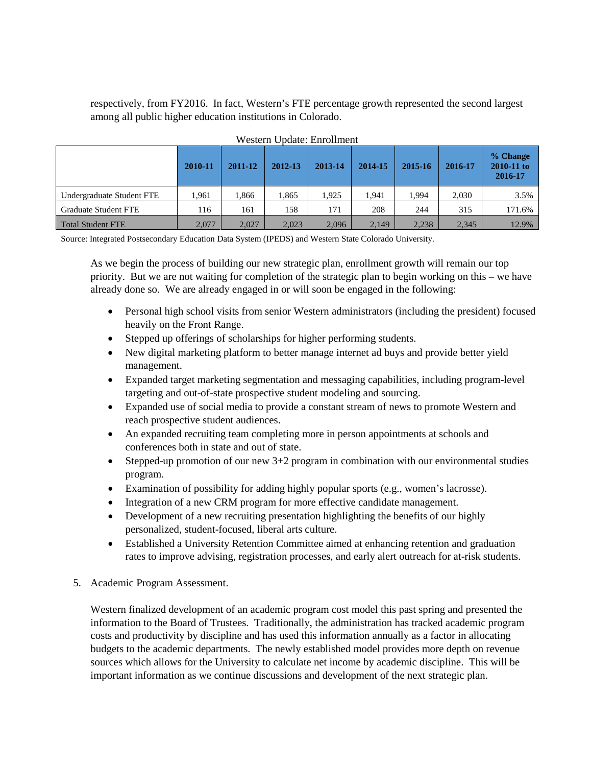respectively, from FY2016. In fact, Western's FTE percentage growth represented the second largest among all public higher education institutions in Colorado.

Western Update: Enrollment

| | 2010-11 | 2011-12 | 2012-13 | 2013-14 | 2014-15 | 2015-16 | 2016-17 | % Change 2010-11 to 2016-17 |
|---|---|---|---|---|---|---|---|---|
| Undergraduate Student FTE | 1,961 | 1,866 | 1,865 | 1,925 | 1,941 | 1,994 | 2,030 | 3.5% |
| Graduate Student FTE | 116 | 161 | 158 | 171 | 208 | 244 | 315 | 171.6% |
| Total Student FTE | 2,077 | 2,027 | 2,023 | 2,096 | 2,149 | 2,238 | 2,345 | 12.9% |

Source: Integrated Postsecondary Education Data System (IPEDS) and Western State Colorado University.

As we begin the process of building our new strategic plan, enrollment growth will remain our top priority. But we are not waiting for completion of the strategic plan to begin working on this – we have already done so. We are already engaged in or will soon be engaged in the following:

- Personal high school visits from senior Western administrators (including the president) focused heavily on the Front Range.
- Stepped up offerings of scholarships for higher performing students.
- New digital marketing platform to better manage internet ad buys and provide better yield management.
- Expanded target marketing segmentation and messaging capabilities, including program-level targeting and out-of-state prospective student modeling and sourcing.
- Expanded use of social media to provide a constant stream of news to promote Western and reach prospective student audiences.
- An expanded recruiting team completing more in person appointments at schools and conferences both in state and out of state.
- Stepped-up promotion of our new 3+2 program in combination with our environmental studies program.
- Examination of possibility for adding highly popular sports (e.g., women's lacrosse).
- Integration of a new CRM program for more effective candidate management.
- Development of a new recruiting presentation highlighting the benefits of our highly personalized, student-focused, liberal arts culture.
- Established a University Retention Committee aimed at enhancing retention and graduation rates to improve advising, registration processes, and early alert outreach for at-risk students.

5. Academic Program Assessment.

Western finalized development of an academic program cost model this past spring and presented the information to the Board of Trustees. Traditionally, the administration has tracked academic program costs and productivity by discipline and has used this information annually as a factor in allocating budgets to the academic departments. The newly established model provides more depth on revenue sources which allows for the University to calculate net income by academic discipline. This will be important information as we continue discussions and development of the next strategic plan.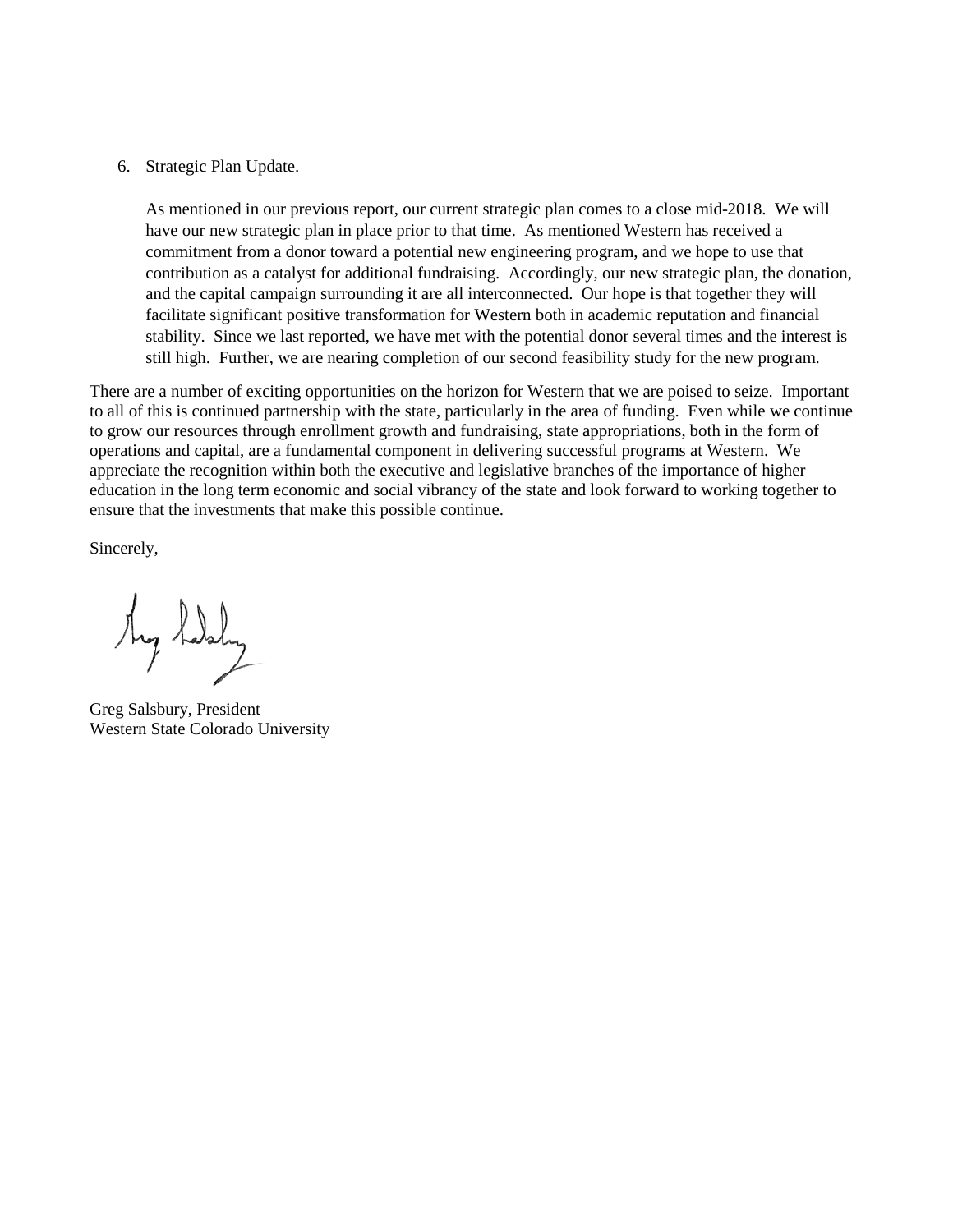6. Strategic Plan Update.

   As mentioned in our previous report, our current strategic plan comes to a close mid-2018. We will have our new strategic plan in place prior to that time. As mentioned Western has received a commitment from a donor toward a potential new engineering program, and we hope to use that contribution as a catalyst for additional fundraising. Accordingly, our new strategic plan, the donation, and the capital campaign surrounding it are all interconnected. Our hope is that together they will facilitate significant positive transformation for Western both in academic reputation and financial stability. Since we last reported, we have met with the potential donor several times and the interest is still high. Further, we are nearing completion of our second feasibility study for the new program.

There are a number of exciting opportunities on the horizon for Western that we are poised to seize. Important to all of this is continued partnership with the state, particularly in the area of funding. Even while we continue to grow our resources through enrollment growth and fundraising, state appropriations, both in the form of operations and capital, are a fundamental component in delivering successful programs at Western. We appreciate the recognition within both the executive and legislative branches of the importance of higher education in the long term economic and social vibrancy of the state and look forward to working together to ensure that the investments that make this possible continue.

Sincerely,

Greg Salsbury, President
Western State Colorado University